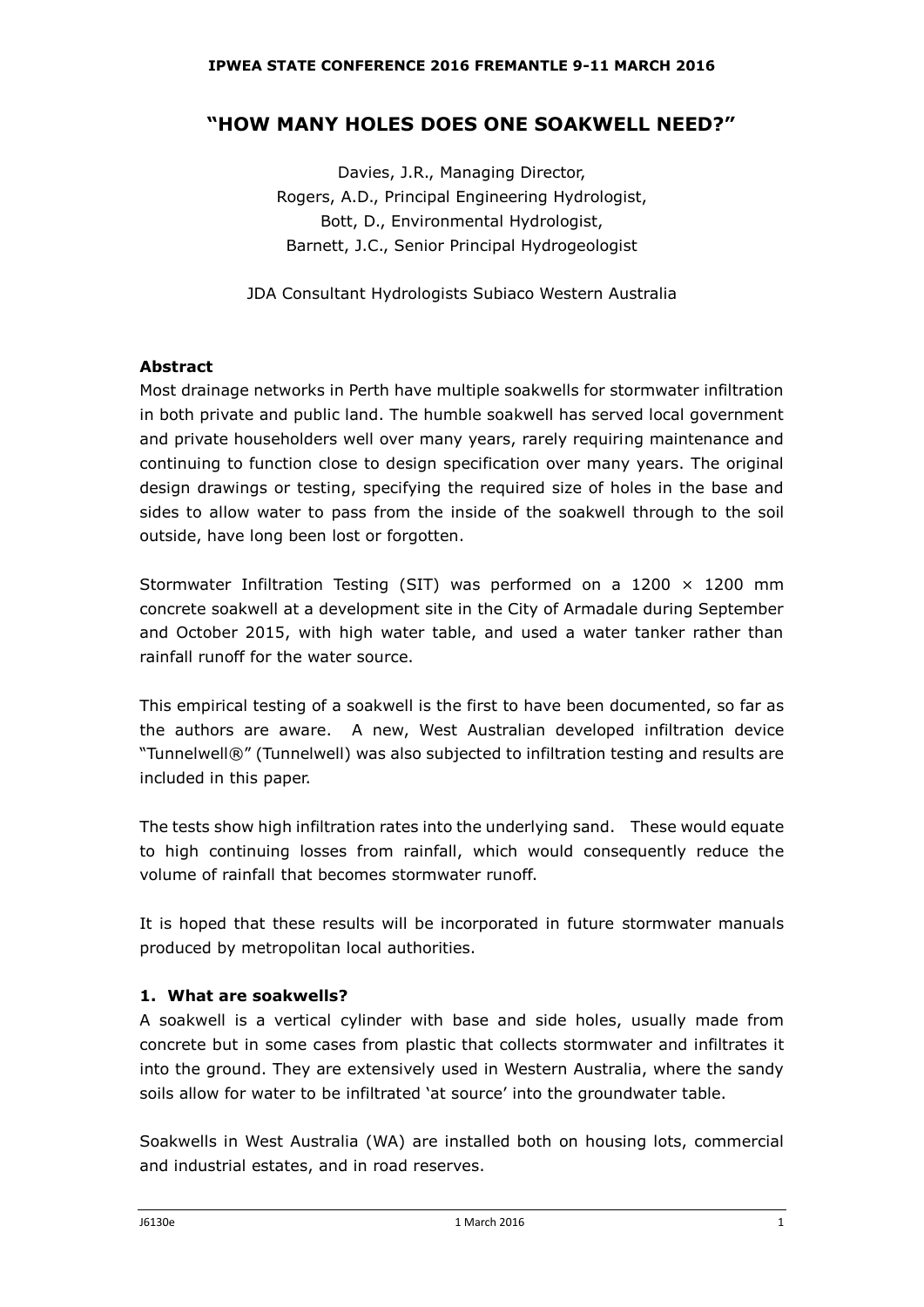# "HOW MANY HOLES DOES ONE SOAKWELL NEED?"

Davies, J.R., Managing Director,
Rogers, A.D., Principal Engineering Hydrologist,
Bott, D., Environmental Hydrologist,
Barnett, J.C., Senior Principal Hydrogeologist

JDA Consultant Hydrologists Subiaco Western Australia

### Abstract

Most drainage networks in Perth have multiple soakwells for stormwater infiltration in both private and public land. The humble soakwell has served local government and private householders well over many years, rarely requiring maintenance and continuing to function close to design specification over many years. The original design drawings or testing, specifying the required size of holes in the base and sides to allow water to pass from the inside of the soakwell through to the soil outside, have long been lost or forgotten.

Stormwater Infiltration Testing (SIT) was performed on a 1200 × 1200 mm concrete soakwell at a development site in the City of Armadale during September and October 2015, with high water table, and used a water tanker rather than rainfall runoff for the water source.

This empirical testing of a soakwell is the first to have been documented, so far as the authors are aware. A new, West Australian developed infiltration device "Tunnelwell®" (Tunnelwell) was also subjected to infiltration testing and results are included in this paper.

The tests show high infiltration rates into the underlying sand. These would equate to high continuing losses from rainfall, which would consequently reduce the volume of rainfall that becomes stormwater runoff.

It is hoped that these results will be incorporated in future stormwater manuals produced by metropolitan local authorities.

### 1. What are soakwells?

A soakwell is a vertical cylinder with base and side holes, usually made from concrete but in some cases from plastic that collects stormwater and infiltrates it into the ground. They are extensively used in Western Australia, where the sandy soils allow for water to be infiltrated 'at source' into the groundwater table.

Soakwells in West Australia (WA) are installed both on housing lots, commercial and industrial estates, and in road reserves.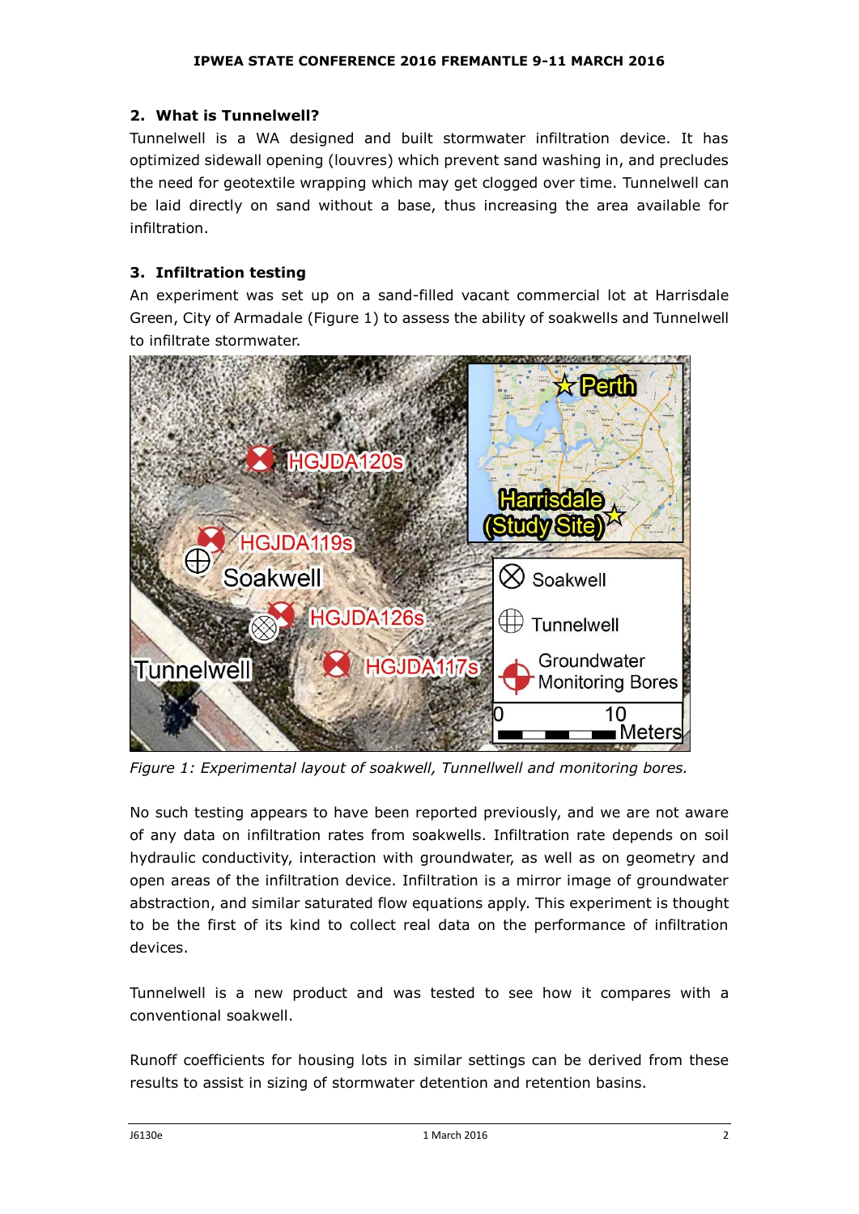## 2. What is Tunnelwell?

Tunnelwell is a WA designed and built stormwater infiltration device. It has optimized sidewall opening (louvres) which prevent sand washing in, and precludes the need for geotextile wrapping which may get clogged over time. Tunnelwell can be laid directly on sand without a base, thus increasing the area available for infiltration.

## 3. Infiltration testing

An experiment was set up on a sand-filled vacant commercial lot at Harrisdale Green, City of Armadale (Figure 1) to assess the ability of soakwells and Tunnelwell to infiltrate stormwater.

*Figure 1: Experimental layout of soakwell, Tunnelwell and monitoring bores.*

No such testing appears to have been reported previously, and we are not aware of any data on infiltration rates from soakwells. Infiltration rate depends on soil hydraulic conductivity, interaction with groundwater, as well as on geometry and open areas of the infiltration device. Infiltration is a mirror image of groundwater abstraction, and similar saturated flow equations apply. This experiment is thought to be the first of its kind to collect real data on the performance of infiltration devices.

Tunnelwell is a new product and was tested to see how it compares with a conventional soakwell.

Runoff coefficients for housing lots in similar settings can be derived from these results to assist in sizing of stormwater detention and retention basins.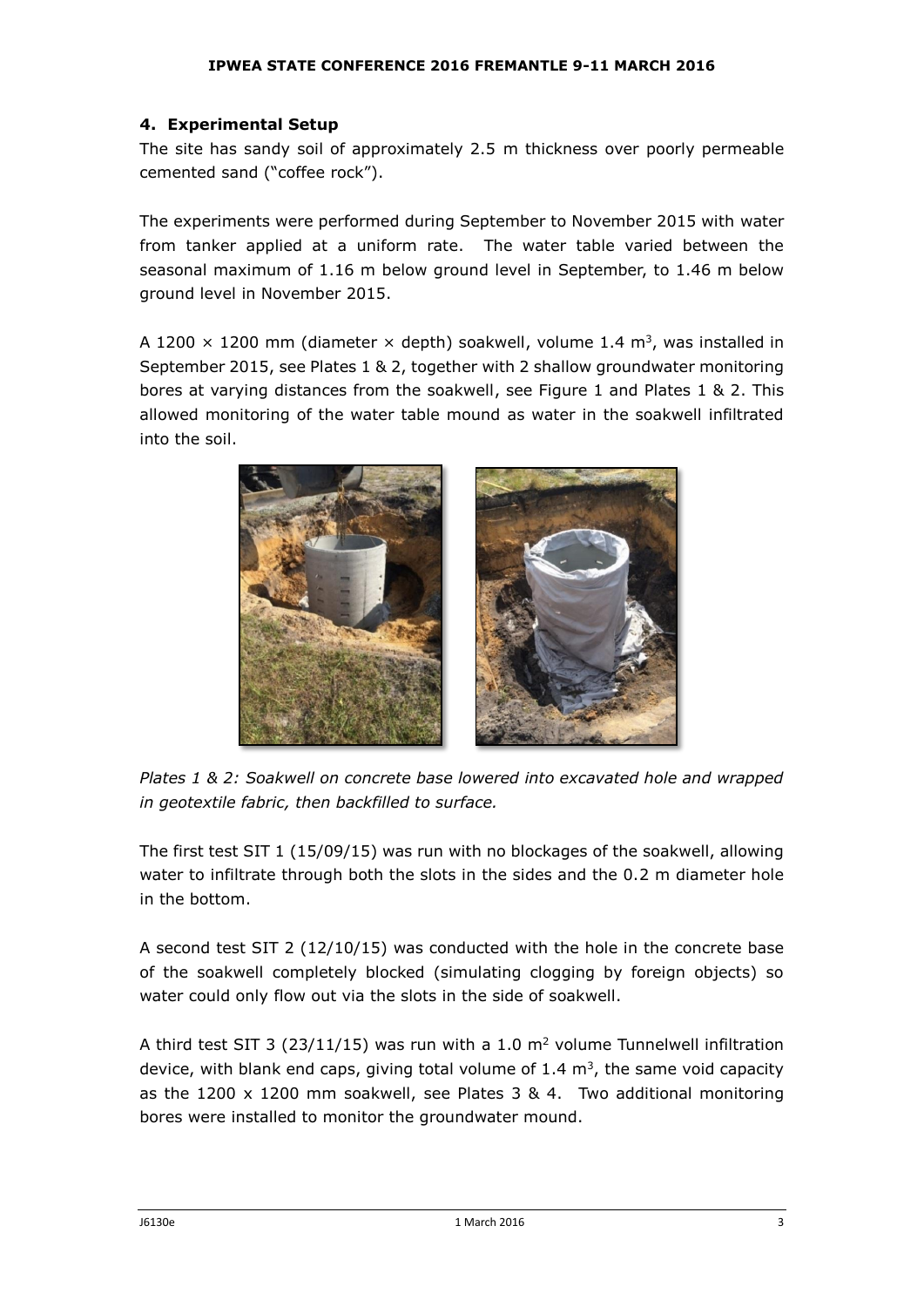## 4. Experimental Setup

The site has sandy soil of approximately 2.5 m thickness over poorly permeable cemented sand ("coffee rock").

The experiments were performed during September to November 2015 with water from tanker applied at a uniform rate. The water table varied between the seasonal maximum of 1.16 m below ground level in September, to 1.46 m below ground level in November 2015.

A 1200 × 1200 mm (diameter × depth) soakwell, volume 1.4 m$^3$, was installed in September 2015, see Plates 1 & 2, together with 2 shallow groundwater monitoring bores at varying distances from the soakwell, see Figure 1 and Plates 1 & 2. This allowed monitoring of the water table mound as water in the soakwell infiltrated into the soil.

*Plates 1 & 2: Soakwell on concrete base lowered into excavated hole and wrapped in geotextile fabric, then backfilled to surface.*

The first test SIT 1 (15/09/15) was run with no blockages of the soakwell, allowing water to infiltrate through both the slots in the sides and the 0.2 m diameter hole in the bottom.

A second test SIT 2 (12/10/15) was conducted with the hole in the concrete base of the soakwell completely blocked (simulating clogging by foreign objects) so water could only flow out via the slots in the side of soakwell.

A third test SIT 3 (23/11/15) was run with a 1.0 m$^2$ volume Tunnelwell infiltration device, with blank end caps, giving total volume of 1.4 m$^3$, the same void capacity as the 1200 x 1200 mm soakwell, see Plates 3 & 4. Two additional monitoring bores were installed to monitor the groundwater mound.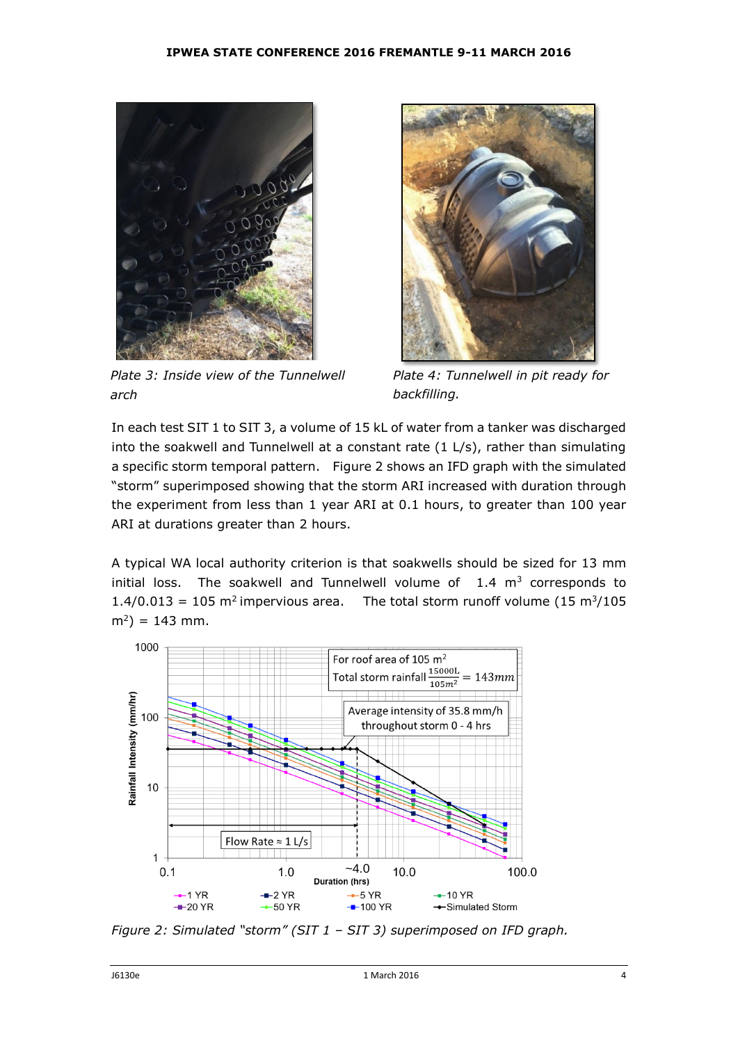*Plate 3: Inside view of the Tunnelwell arch*

*Plate 4: Tunnelwell in pit ready for backfilling.*

In each test SIT 1 to SIT 3, a volume of 15 kL of water from a tanker was discharged into the soakwell and Tunnelwell at a constant rate (1 L/s), rather than simulating a specific storm temporal pattern. Figure 2 shows an IFD graph with the simulated "storm" superimposed showing that the storm ARI increased with duration through the experiment from less than 1 year ARI at 0.1 hours, to greater than 100 year ARI at durations greater than 2 hours.

A typical WA local authority criterion is that soakwells should be sized for 13 mm initial loss. The soakwell and Tunnelwell volume of 1.4 $m^3$ corresponds to $1.4/0.013 = 105$ $m^2$ impervious area. The total storm runoff volume (15 $m^3$/105 $m^2$) = 143 mm.

*Figure 2: Simulated "storm" (SIT 1 – SIT 3) superimposed on IFD graph.*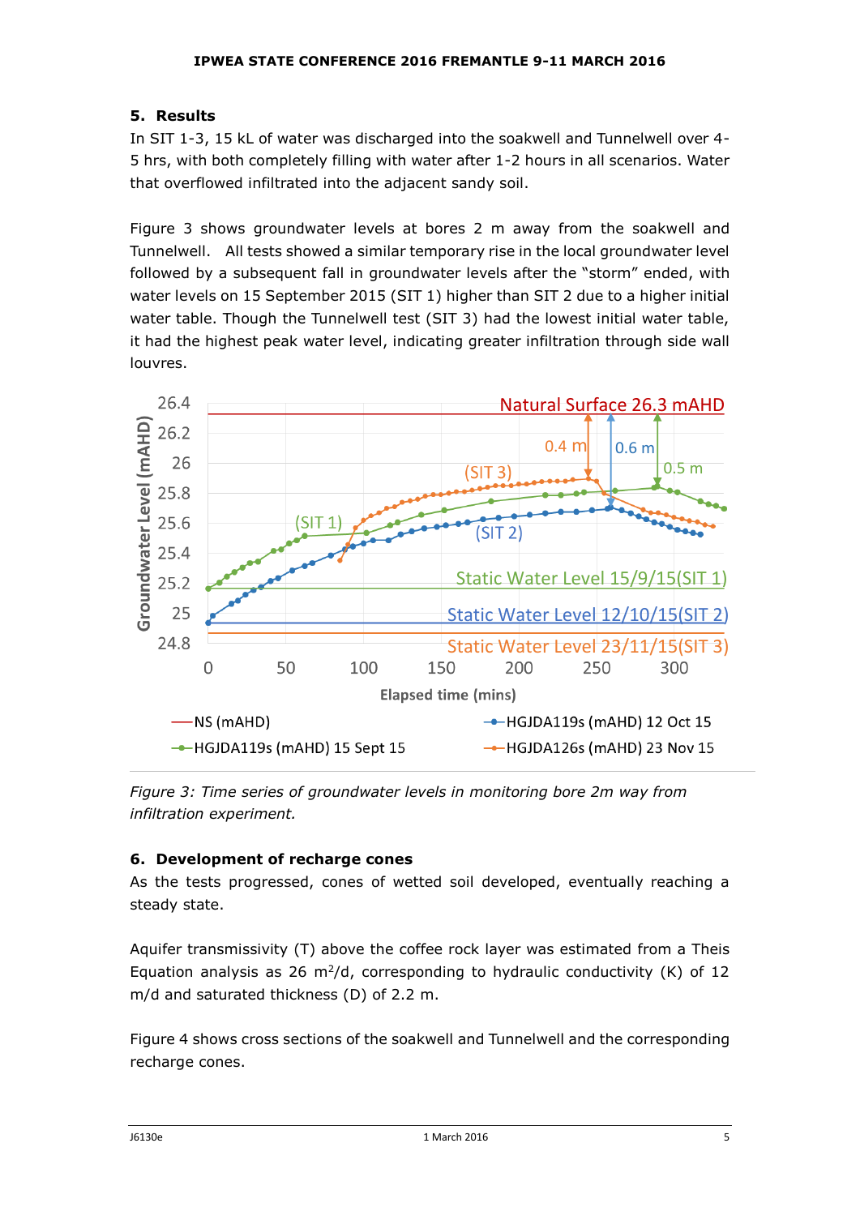## 5. Results

In SIT 1-3, 15 kL of water was discharged into the soakwell and Tunnelwell over 4-5 hrs, with both completely filling with water after 1-2 hours in all scenarios. Water that overflowed infiltrated into the adjacent sandy soil.

Figure 3 shows groundwater levels at bores 2 m away from the soakwell and Tunnelwell. All tests showed a similar temporary rise in the local groundwater level followed by a subsequent fall in groundwater levels after the "storm" ended, with water levels on 15 September 2015 (SIT 1) higher than SIT 2 due to a higher initial water table. Though the Tunnelwell test (SIT 3) had the lowest initial water table, it had the highest peak water level, indicating greater infiltration through side wall louvres.

*Figure 3: Time series of groundwater levels in monitoring bore 2m way from infiltration experiment.*

## 6. Development of recharge cones

As the tests progressed, cones of wetted soil developed, eventually reaching a steady state.

Aquifer transmissivity (T) above the coffee rock layer was estimated from a Theis Equation analysis as 26 $m^2/d$, corresponding to hydraulic conductivity (K) of 12 m/d and saturated thickness (D) of 2.2 m.

Figure 4 shows cross sections of the soakwell and Tunnelwell and the corresponding recharge cones.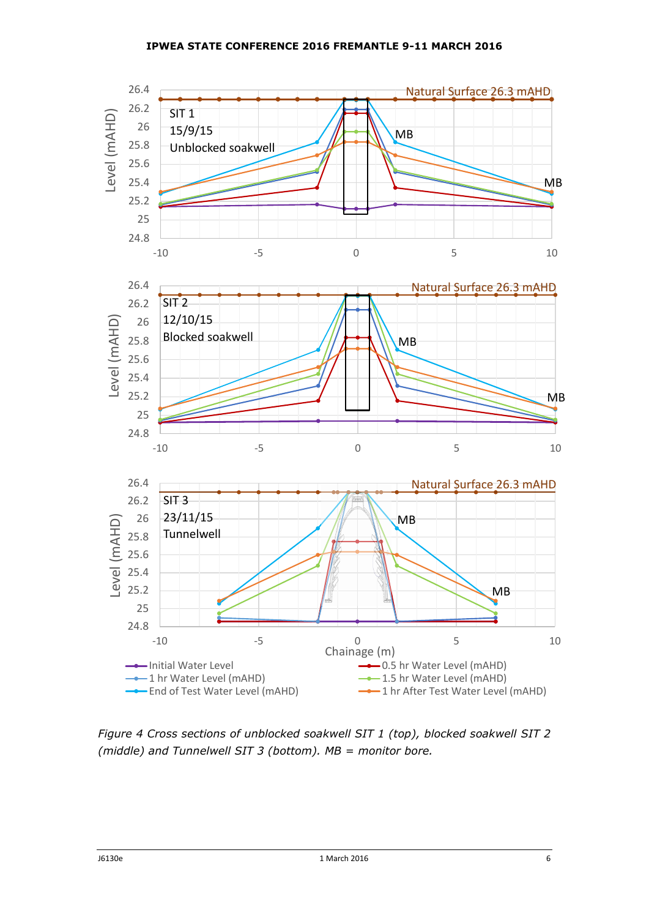*Figure 4 Cross sections of unblocked soakwell SIT 1 (top), blocked soakwell SIT 2 (middle) and Tunnelwell SIT 3 (bottom). MB = monitor bore.*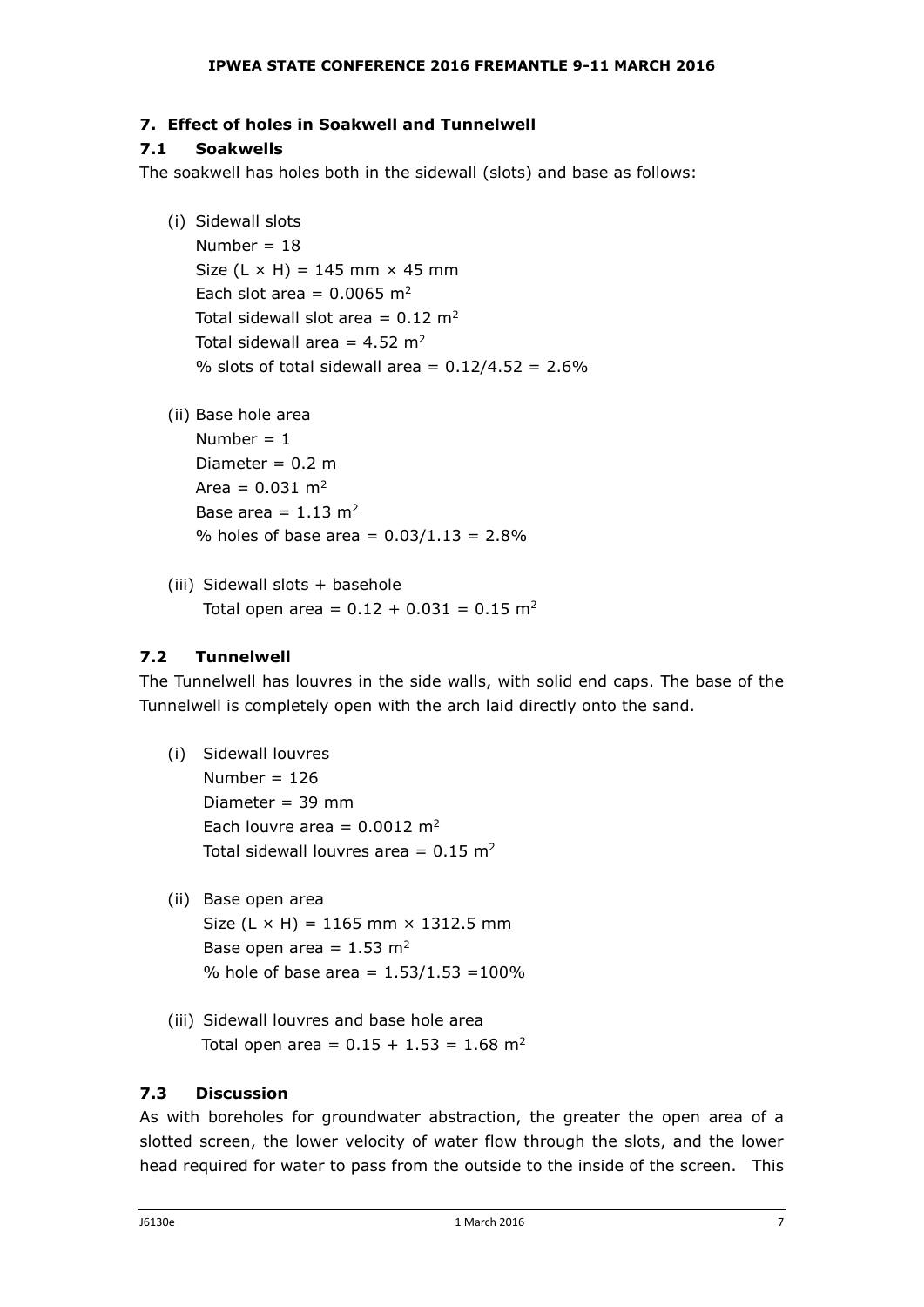## 7. Effect of holes in Soakwell and Tunnelwell

### 7.1 Soakwells

The soakwell has holes both in the sidewall (slots) and base as follows:

(i) Sidewall slots
   Number = 18
   Size (L × H) = 145 mm × 45 mm
   Each slot area = 0.0065 $m^2$
   Total sidewall slot area = 0.12 $m^2$
   Total sidewall area = 4.52 $m^2$
   % slots of total sidewall area = 0.12/4.52 = 2.6%

(ii) Base hole area
   Number = 1
   Diameter = 0.2 m
   Area = 0.031 $m^2$
   Base area = 1.13 $m^2$
   % holes of base area = 0.03/1.13 = 2.8%

(iii) Sidewall slots + basehole
   Total open area = 0.12 + 0.031 = 0.15 $m^2$

### 7.2 Tunnelwell

The Tunnelwell has louvres in the side walls, with solid end caps. The base of the Tunnelwell is completely open with the arch laid directly onto the sand.

(i) Sidewall louvres
   Number = 126
   Diameter = 39 mm
   Each louvre area = 0.0012 $m^2$
   Total sidewall louvres area = 0.15 $m^2$

(ii) Base open area
   Size (L × H) = 1165 mm × 1312.5 mm
   Base open area = 1.53 $m^2$
   % hole of base area = 1.53/1.53 =100%

(iii) Sidewall louvres and base hole area
   Total open area = 0.15 + 1.53 = 1.68 $m^2$

### 7.3 Discussion

As with boreholes for groundwater abstraction, the greater the open area of a slotted screen, the lower velocity of water flow through the slots, and the lower head required for water to pass from the outside to the inside of the screen. This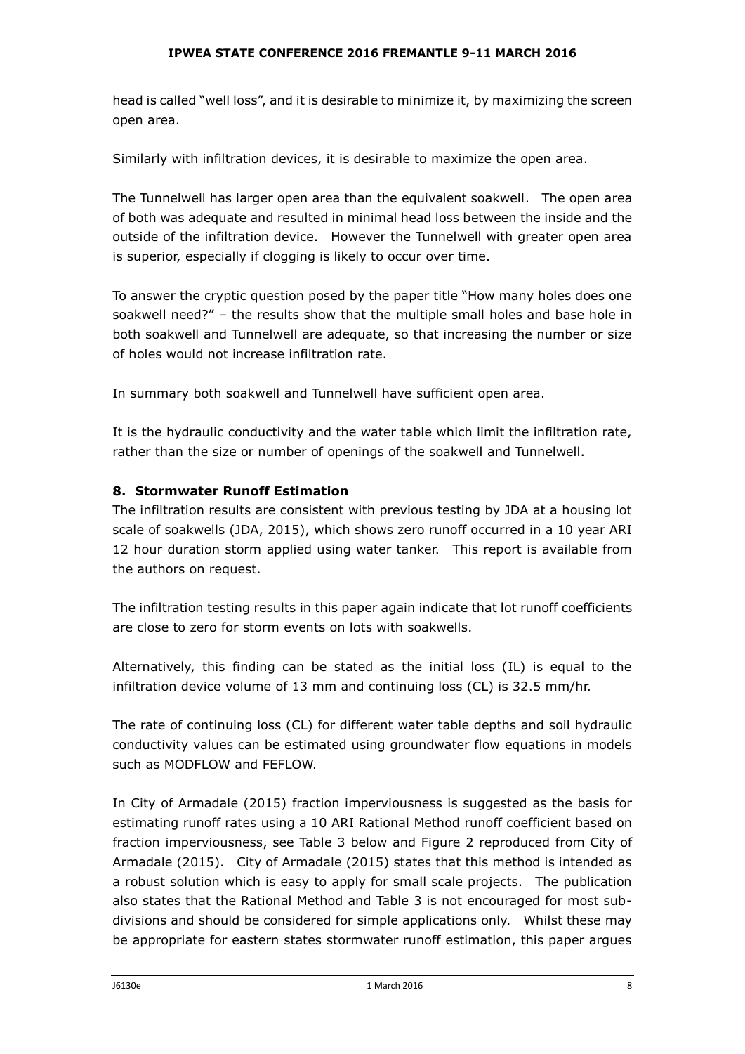head is called "well loss", and it is desirable to minimize it, by maximizing the screen open area.

Similarly with infiltration devices, it is desirable to maximize the open area.

The Tunnelwell has larger open area than the equivalent soakwell. The open area of both was adequate and resulted in minimal head loss between the inside and the outside of the infiltration device. However the Tunnelwell with greater open area is superior, especially if clogging is likely to occur over time.

To answer the cryptic question posed by the paper title "How many holes does one soakwell need?" – the results show that the multiple small holes and base hole in both soakwell and Tunnelwell are adequate, so that increasing the number or size of holes would not increase infiltration rate.

In summary both soakwell and Tunnelwell have sufficient open area.

It is the hydraulic conductivity and the water table which limit the infiltration rate, rather than the size or number of openings of the soakwell and Tunnelwell.

## 8. Stormwater Runoff Estimation

The infiltration results are consistent with previous testing by JDA at a housing lot scale of soakwells (JDA, 2015), which shows zero runoff occurred in a 10 year ARI 12 hour duration storm applied using water tanker. This report is available from the authors on request.

The infiltration testing results in this paper again indicate that lot runoff coefficients are close to zero for storm events on lots with soakwells.

Alternatively, this finding can be stated as the initial loss (IL) is equal to the infiltration device volume of 13 mm and continuing loss (CL) is 32.5 mm/hr.

The rate of continuing loss (CL) for different water table depths and soil hydraulic conductivity values can be estimated using groundwater flow equations in models such as MODFLOW and FEFLOW.

In City of Armadale (2015) fraction imperviousness is suggested as the basis for estimating runoff rates using a 10 ARI Rational Method runoff coefficient based on fraction imperviousness, see Table 3 below and Figure 2 reproduced from City of Armadale (2015). City of Armadale (2015) states that this method is intended as a robust solution which is easy to apply for small scale projects. The publication also states that the Rational Method and Table 3 is not encouraged for most sub-divisions and should be considered for simple applications only. Whilst these may be appropriate for eastern states stormwater runoff estimation, this paper argues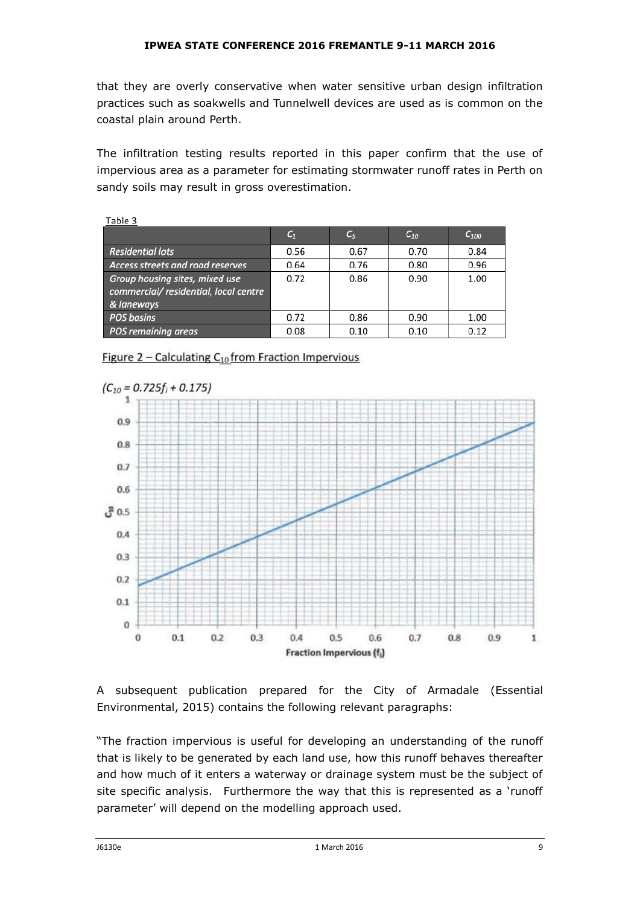that they are overly conservative when water sensitive urban design infiltration practices such as soakwells and Tunnelwell devices are used as is common on the coastal plain around Perth.

The infiltration testing results reported in this paper confirm that the use of impervious area as a parameter for estimating stormwater runoff rates in Perth on sandy soils may result in gross overestimation.

Table 3

| | $C_1$ | $C_5$ | $C_{10}$ | $C_{100}$ |
|---|---|---|---|---|
| *Residential lots* | 0.56 | 0.67 | 0.70 | 0.84 |
| *Access streets and road reserves* | 0.64 | 0.76 | 0.80 | 0.96 |
| *Group housing sites, mixed use commercial/ residential, local centre & laneways* | 0.72 | 0.86 | 0.90 | 1.00 |
| *POS basins* | 0.72 | 0.86 | 0.90 | 1.00 |
| *POS remaining areas* | 0.08 | 0.10 | 0.10 | 0.12 |

Figure 2 – Calculating $C_{10}$ from Fraction Impervious

$(C_{10} = 0.725f_i + 0.175)$

A subsequent publication prepared for the City of Armadale (Essential Environmental, 2015) contains the following relevant paragraphs:

"The fraction impervious is useful for developing an understanding of the runoff that is likely to be generated by each land use, how this runoff behaves thereafter and how much of it enters a waterway or drainage system must be the subject of site specific analysis. Furthermore the way that this is represented as a 'runoff parameter' will depend on the modelling approach used.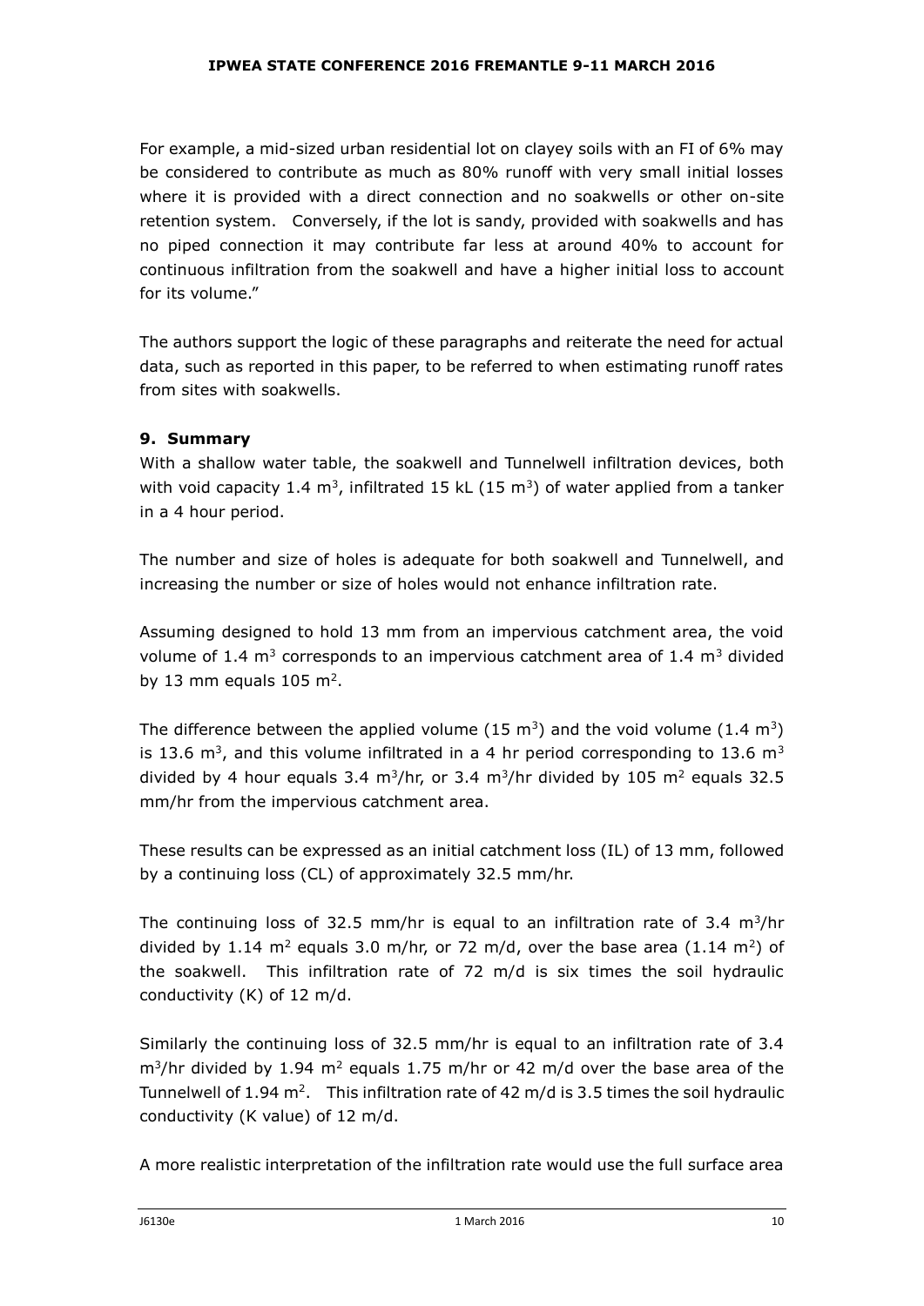For example, a mid-sized urban residential lot on clayey soils with an FI of 6% may be considered to contribute as much as 80% runoff with very small initial losses where it is provided with a direct connection and no soakwells or other on-site retention system. Conversely, if the lot is sandy, provided with soakwells and has no piped connection it may contribute far less at around 40% to account for continuous infiltration from the soakwell and have a higher initial loss to account for its volume."

The authors support the logic of these paragraphs and reiterate the need for actual data, such as reported in this paper, to be referred to when estimating runoff rates from sites with soakwells.

## 9. Summary

With a shallow water table, the soakwell and Tunnelwell infiltration devices, both with void capacity 1.4 $m^3$, infiltrated 15 kL (15 $m^3$) of water applied from a tanker in a 4 hour period.

The number and size of holes is adequate for both soakwell and Tunnelwell, and increasing the number or size of holes would not enhance infiltration rate.

Assuming designed to hold 13 mm from an impervious catchment area, the void volume of 1.4 $m^3$ corresponds to an impervious catchment area of 1.4 $m^3$ divided by 13 mm equals 105 $m^2$.

The difference between the applied volume (15 $m^3$) and the void volume (1.4 $m^3$) is 13.6 $m^3$, and this volume infiltrated in a 4 hr period corresponding to 13.6 $m^3$ divided by 4 hour equals 3.4 $m^3$/hr, or 3.4 $m^3$/hr divided by 105 $m^2$ equals 32.5 mm/hr from the impervious catchment area.

These results can be expressed as an initial catchment loss (IL) of 13 mm, followed by a continuing loss (CL) of approximately 32.5 mm/hr.

The continuing loss of 32.5 mm/hr is equal to an infiltration rate of 3.4 $m^3$/hr divided by 1.14 $m^2$ equals 3.0 m/hr, or 72 m/d, over the base area (1.14 $m^2$) of the soakwell. This infiltration rate of 72 m/d is six times the soil hydraulic conductivity (K) of 12 m/d.

Similarly the continuing loss of 32.5 mm/hr is equal to an infiltration rate of 3.4 $m^3$/hr divided by 1.94 $m^2$ equals 1.75 m/hr or 42 m/d over the base area of the Tunnelwell of 1.94 $m^2$. This infiltration rate of 42 m/d is 3.5 times the soil hydraulic conductivity (K value) of 12 m/d.

A more realistic interpretation of the infiltration rate would use the full surface area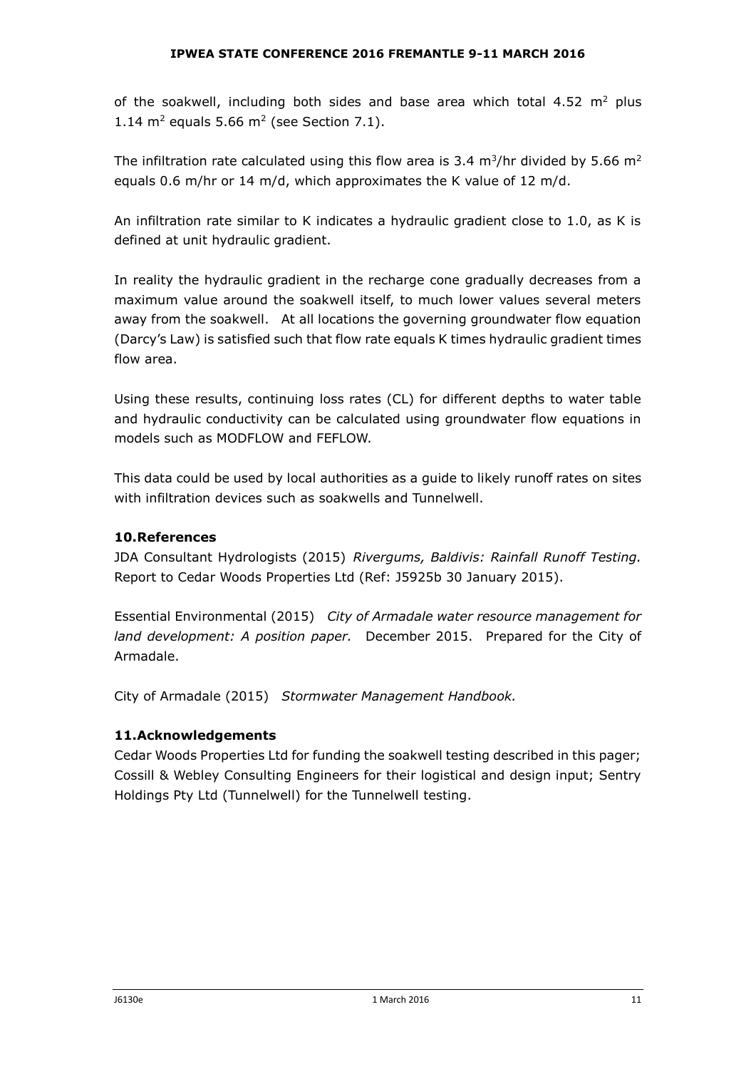of the soakwell, including both sides and base area which total 4.52 $m^2$ plus 1.14 $m^2$ equals 5.66 $m^2$ (see Section 7.1).

The infiltration rate calculated using this flow area is 3.4 $m^3$/hr divided by 5.66 $m^2$ equals 0.6 m/hr or 14 m/d, which approximates the K value of 12 m/d.

An infiltration rate similar to K indicates a hydraulic gradient close to 1.0, as K is defined at unit hydraulic gradient.

In reality the hydraulic gradient in the recharge cone gradually decreases from a maximum value around the soakwell itself, to much lower values several meters away from the soakwell. At all locations the governing groundwater flow equation (Darcy's Law) is satisfied such that flow rate equals K times hydraulic gradient times flow area.

Using these results, continuing loss rates (CL) for different depths to water table and hydraulic conductivity can be calculated using groundwater flow equations in models such as MODFLOW and FEFLOW.

This data could be used by local authorities as a guide to likely runoff rates on sites with infiltration devices such as soakwells and Tunnelwell.

## 10. References

JDA Consultant Hydrologists (2015) *Rivergums, Baldivis: Rainfall Runoff Testing.* Report to Cedar Woods Properties Ltd (Ref: J5925b 30 January 2015).

Essential Environmental (2015) *City of Armadale water resource management for land development: A position paper.* December 2015. Prepared for the City of Armadale.

City of Armadale (2015) *Stormwater Management Handbook.*

## 11. Acknowledgements

Cedar Woods Properties Ltd for funding the soakwell testing described in this pager; Cossill & Webley Consulting Engineers for their logistical and design input; Sentry Holdings Pty Ltd (Tunnelwell) for the Tunnelwell testing.